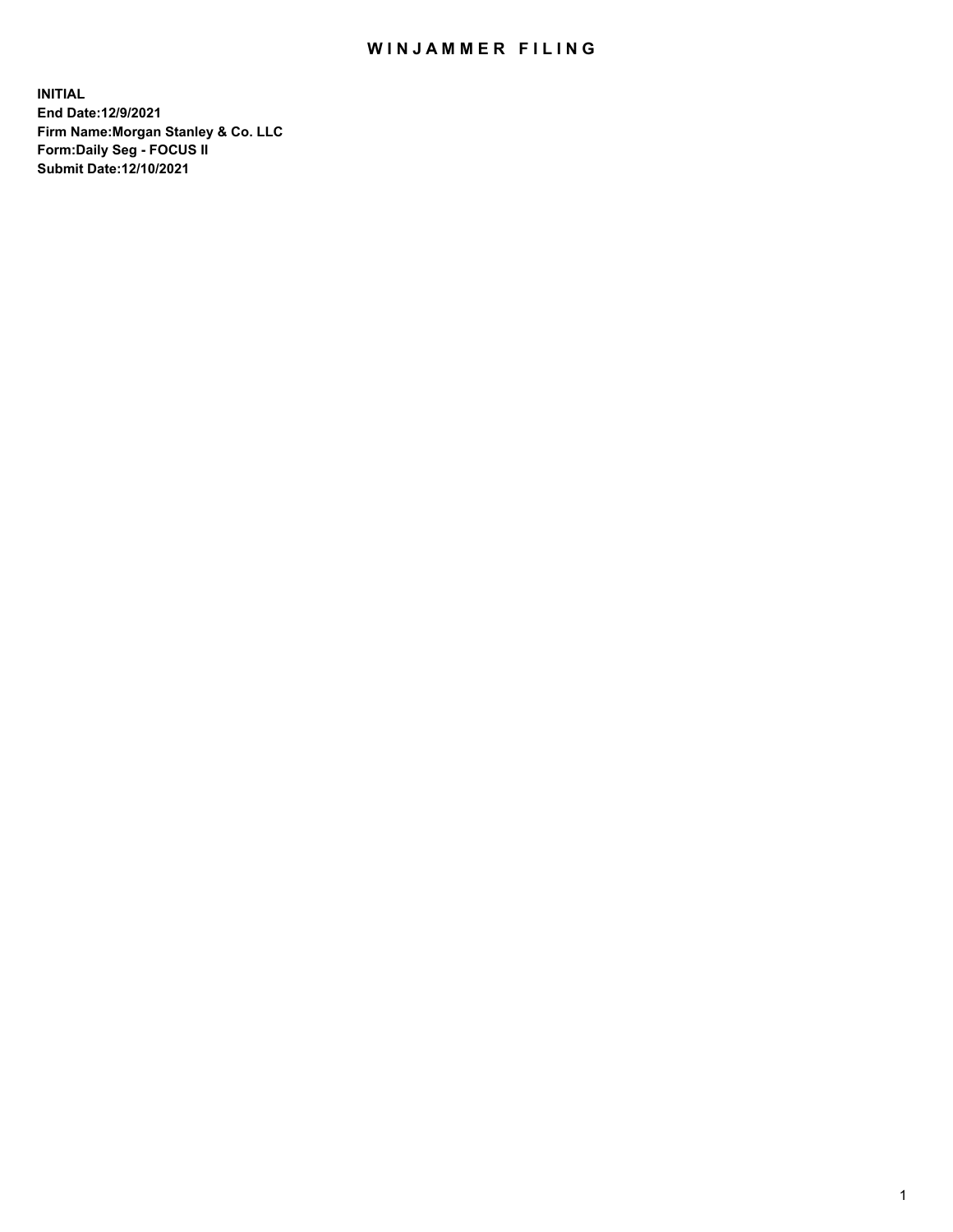# WINJAMMER FILING

**INITIAL**
**End Date:12/9/2021**
**Firm Name:Morgan Stanley & Co. LLC**
**Form:Daily Seg - FOCUS II**
**Submit Date:12/10/2021**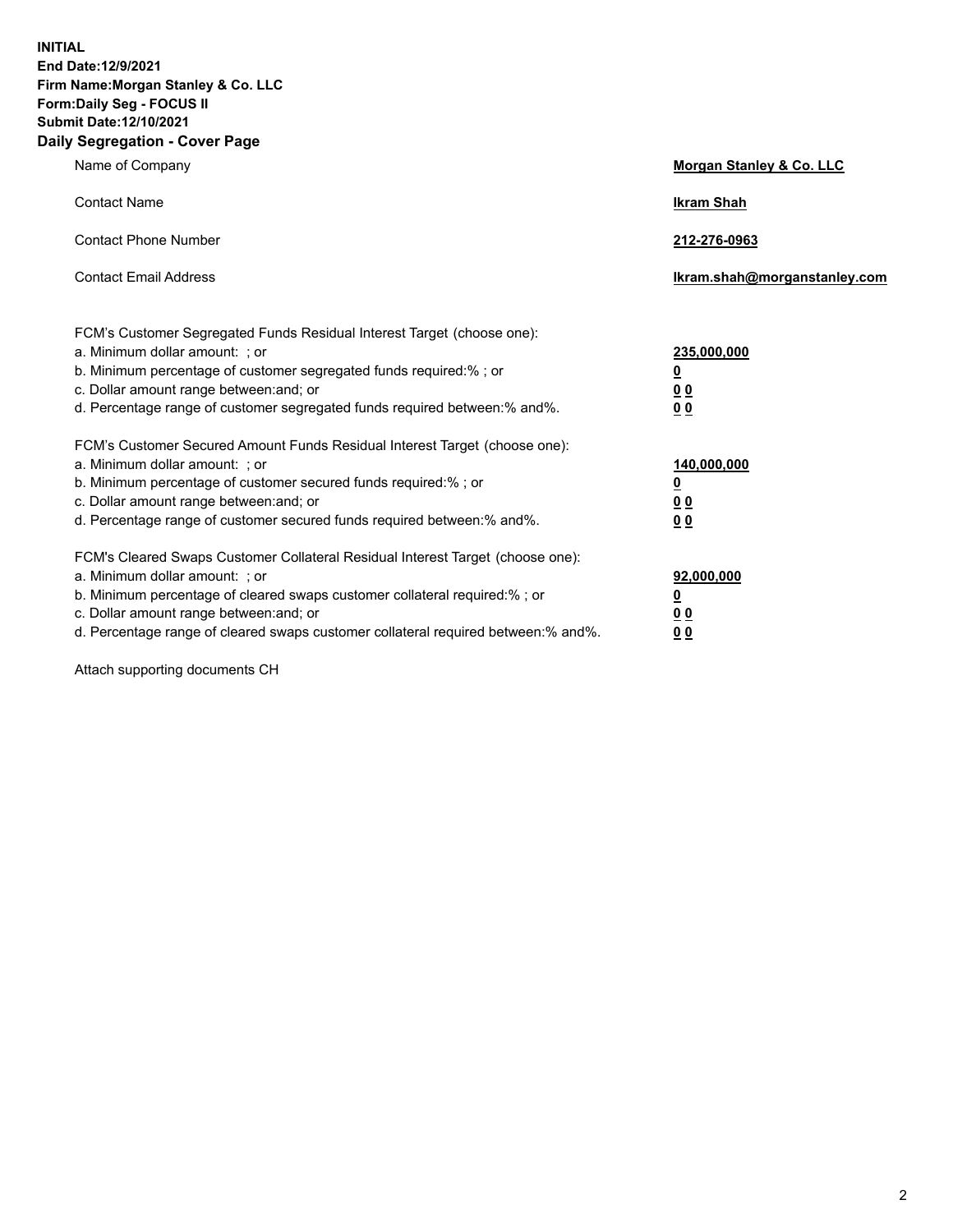**INITIAL**
**End Date:12/9/2021**
**Firm Name:Morgan Stanley & Co. LLC**
**Form:Daily Seg - FOCUS II**
**Submit Date:12/10/2021**
**Daily Segregation - Cover Page**

| | |
|---|---|
| Name of Company | **Morgan Stanley & Co. LLC** |
| Contact Name | **Ikram Shah** |
| Contact Phone Number | **212-276-0963** |
| Contact Email Address | **Ikram.shah@morganstanley.com** |
| FCM's Customer Segregated Funds Residual Interest Target (choose one): | |
| a. Minimum dollar amount: ; or | **235,000,000** |
| b. Minimum percentage of customer segregated funds required:% ; or | **0** |
| c. Dollar amount range between:and; or | **0 0** |
| d. Percentage range of customer segregated funds required between:% and%. | **0 0** |
| FCM's Customer Secured Amount Funds Residual Interest Target (choose one): | |
| a. Minimum dollar amount: ; or | **140,000,000** |
| b. Minimum percentage of customer secured funds required:% ; or | **0** |
| c. Dollar amount range between:and; or | **0 0** |
| d. Percentage range of customer secured funds required between:% and%. | **0 0** |
| FCM's Cleared Swaps Customer Collateral Residual Interest Target (choose one): | |
| a. Minimum dollar amount: ; or | **92,000,000** |
| b. Minimum percentage of cleared swaps customer collateral required:% ; or | **0** |
| c. Dollar amount range between:and; or | **0 0** |
| d. Percentage range of cleared swaps customer collateral required between:% and%. | **0 0** |

Attach supporting documents CH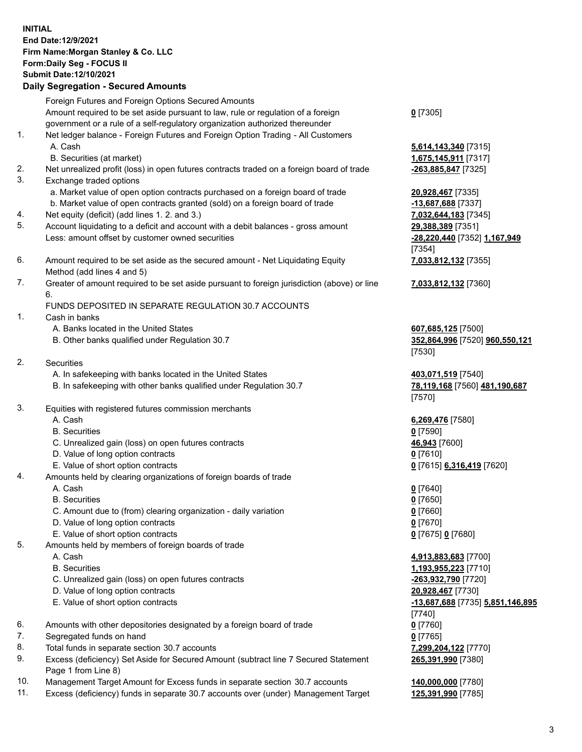**INITIAL**
**End Date:12/9/2021**
**Firm Name:Morgan Stanley & Co. LLC**
**Form:Daily Seg - FOCUS II**
**Submit Date:12/10/2021**

## Daily Segregation - Secured Amounts

| | | |
|---|---|---|
| | Foreign Futures and Foreign Options Secured Amounts | |
| | Amount required to be set aside pursuant to law, rule or regulation of a foreign government or a rule of a self-regulatory organization authorized thereunder | **0** [7305] |
| 1. | Net ledger balance - Foreign Futures and Foreign Option Trading - All Customers | |
| | A. Cash | **5,614,143,340** [7315] |
| | B. Securities (at market) | **1,675,145,911** [7317] |
| 2. | Net unrealized profit (loss) in open futures contracts traded on a foreign board of trade | **-263,885,847** [7325] |
| 3. | Exchange traded options | |
| | a. Market value of open option contracts purchased on a foreign board of trade | **20,928,467** [7335] |
| | b. Market value of open contracts granted (sold) on a foreign board of trade | **-13,687,688** [7337] |
| 4. | Net equity (deficit) (add lines 1. 2. and 3.) | **7,032,644,183** [7345] |
| 5. | Account liquidating to a deficit and account with a debit balances - gross amount | **29,388,389** [7351] |
| | Less: amount offset by customer owned securities | **-28,220,440** [7352] **1,167,949** [7354] |
| 6. | Amount required to be set aside as the secured amount - Net Liquidating Equity Method (add lines 4 and 5) | **7,033,812,132** [7355] |
| 7. | Greater of amount required to be set aside pursuant to foreign jurisdiction (above) or line 6. | **7,033,812,132** [7360] |
| | FUNDS DEPOSITED IN SEPARATE REGULATION 30.7 ACCOUNTS | |
| 1. | Cash in banks | |
| | A. Banks located in the United States | **607,685,125** [7500] |
| | B. Other banks qualified under Regulation 30.7 | **352,864,996** [7520] **960,550,121** [7530] |
| 2. | Securities | |
| | A. In safekeeping with banks located in the United States | **403,071,519** [7540] |
| | B. In safekeeping with other banks qualified under Regulation 30.7 | **78,119,168** [7560] **481,190,687** [7570] |
| 3. | Equities with registered futures commission merchants | |
| | A. Cash | **6,269,476** [7580] |
| | B. Securities | **0** [7590] |
| | C. Unrealized gain (loss) on open futures contracts | **46,943** [7600] |
| | D. Value of long option contracts | **0** [7610] |
| | E. Value of short option contracts | **0** [7615] **6,316,419** [7620] |
| 4. | Amounts held by clearing organizations of foreign boards of trade | |
| | A. Cash | **0** [7640] |
| | B. Securities | **0** [7650] |
| | C. Amount due to (from) clearing organization - daily variation | **0** [7660] |
| | D. Value of long option contracts | **0** [7670] |
| | E. Value of short option contracts | **0** [7675] **0** [7680] |
| 5. | Amounts held by members of foreign boards of trade | |
| | A. Cash | **4,913,883,683** [7700] |
| | B. Securities | **1,193,955,223** [7710] |
| | C. Unrealized gain (loss) on open futures contracts | **-263,932,790** [7720] |
| | D. Value of long option contracts | **20,928,467** [7730] |
| | E. Value of short option contracts | **-13,687,688** [7735] **5,851,146,895** [7740] |
| 6. | Amounts with other depositories designated by a foreign board of trade | **0** [7760] |
| 7. | Segregated funds on hand | **0** [7765] |
| 8. | Total funds in separate section 30.7 accounts | **7,299,204,122** [7770] |
| 9. | Excess (deficiency) Set Aside for Secured Amount (subtract line 7 Secured Statement Page 1 from Line 8) | **265,391,990** [7380] |
| 10. | Management Target Amount for Excess funds in separate section 30.7 accounts | **140,000,000** [7780] |
| 11. | Excess (deficiency) funds in separate 30.7 accounts over (under) Management Target | **125,391,990** [7785] |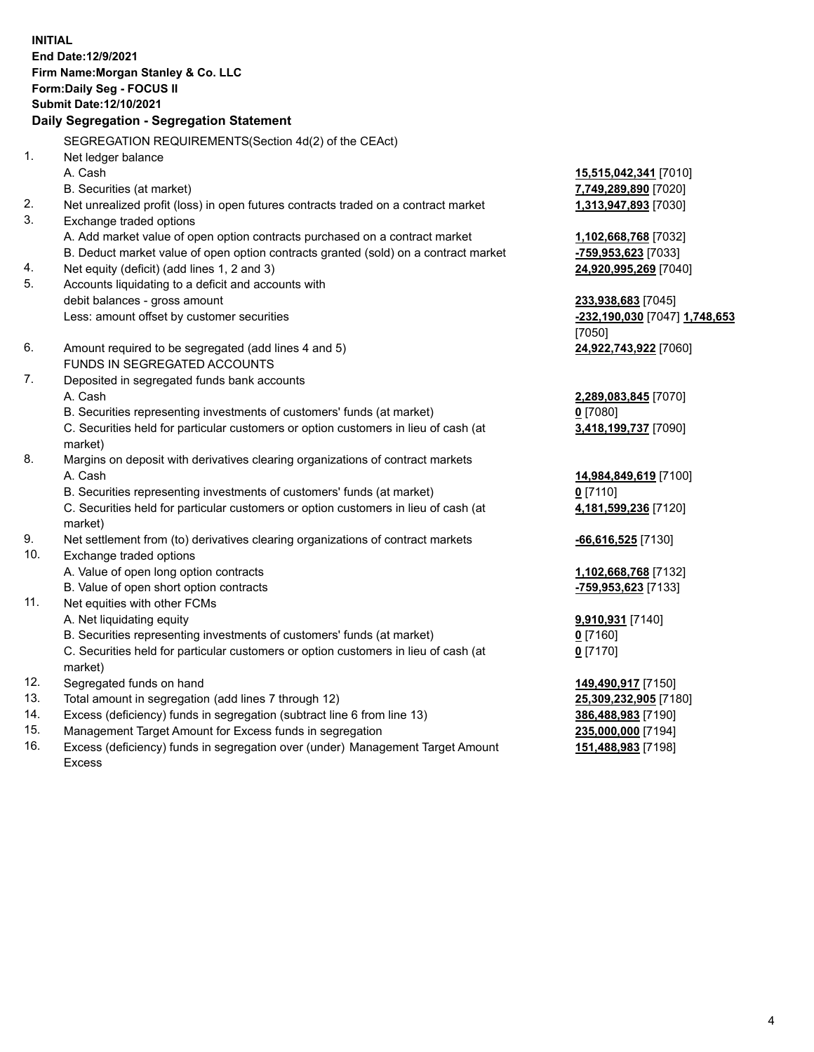**INITIAL**
**End Date:12/9/2021**
**Firm Name:Morgan Stanley & Co. LLC**
**Form:Daily Seg - FOCUS II**
**Submit Date:12/10/2021**

**Daily Segregation - Segregation Statement**

SEGREGATION REQUIREMENTS(Section 4d(2) of the CEAct)

| | | |
|---|---|---|
| 1. | Net ledger balance | |
| | A. Cash | **15,515,042,341** [7010] |
| | B. Securities (at market) | **7,749,289,890** [7020] |
| 2. | Net unrealized profit (loss) in open futures contracts traded on a contract market | **1,313,947,893** [7030] |
| 3. | Exchange traded options | |
| | A. Add market value of open option contracts purchased on a contract market | **1,102,668,768** [7032] |
| | B. Deduct market value of open option contracts granted (sold) on a contract market | **-759,953,623** [7033] |
| 4. | Net equity (deficit) (add lines 1, 2 and 3) | **24,920,995,269** [7040] |
| 5. | Accounts liquidating to a deficit and accounts with debit balances - gross amount | **233,938,683** [7045] |
| | Less: amount offset by customer securities | **-232,190,030** [7047] **1,748,653** [7050] |
| 6. | Amount required to be segregated (add lines 4 and 5) | **24,922,743,922** [7060] |
| | FUNDS IN SEGREGATED ACCOUNTS | |
| 7. | Deposited in segregated funds bank accounts | |
| | A. Cash | **2,289,083,845** [7070] |
| | B. Securities representing investments of customers' funds (at market) | **0** [7080] |
| | C. Securities held for particular customers or option customers in lieu of cash (at market) | **3,418,199,737** [7090] |
| 8. | Margins on deposit with derivatives clearing organizations of contract markets | |
| | A. Cash | **14,984,849,619** [7100] |
| | B. Securities representing investments of customers' funds (at market) | **0** [7110] |
| | C. Securities held for particular customers or option customers in lieu of cash (at market) | **4,181,599,236** [7120] |
| 9. | Net settlement from (to) derivatives clearing organizations of contract markets | **-66,616,525** [7130] |
| 10. | Exchange traded options | |
| | A. Value of open long option contracts | **1,102,668,768** [7132] |
| | B. Value of open short option contracts | **-759,953,623** [7133] |
| 11. | Net equities with other FCMs | |
| | A. Net liquidating equity | **9,910,931** [7140] |
| | B. Securities representing investments of customers' funds (at market) | **0** [7160] |
| | C. Securities held for particular customers or option customers in lieu of cash (at market) | **0** [7170] |
| 12. | Segregated funds on hand | **149,490,917** [7150] |
| 13. | Total amount in segregation (add lines 7 through 12) | **25,309,232,905** [7180] |
| 14. | Excess (deficiency) funds in segregation (subtract line 6 from line 13) | **386,488,983** [7190] |
| 15. | Management Target Amount for Excess funds in segregation | **235,000,000** [7194] |
| 16. | Excess (deficiency) funds in segregation over (under) Management Target Amount Excess | **151,488,983** [7198] |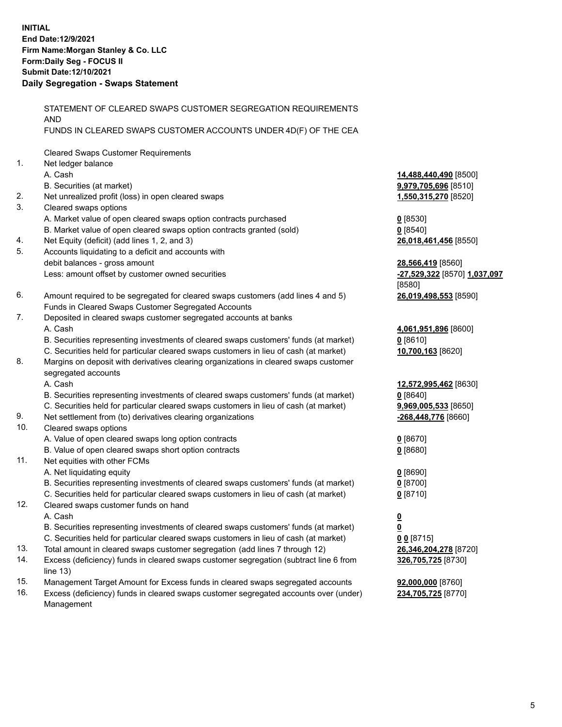**INITIAL**
**End Date:12/9/2021**
**Firm Name:Morgan Stanley & Co. LLC**
**Form:Daily Seg - FOCUS II**
**Submit Date:12/10/2021**
**Daily Segregation - Swaps Statement**

STATEMENT OF CLEARED SWAPS CUSTOMER SEGREGATION REQUIREMENTS AND FUNDS IN CLEARED SWAPS CUSTOMER ACCOUNTS UNDER 4D(F) OF THE CEA

Cleared Swaps Customer Requirements

| | | |
|---|---|---|
| 1. | Net ledger balance | |
| | A. Cash | **14,488,440,490** [8500] |
| | B. Securities (at market) | **9,979,705,696** [8510] |
| 2. | Net unrealized profit (loss) in open cleared swaps | **1,550,315,270** [8520] |
| 3. | Cleared swaps options | |
| | A. Market value of open cleared swaps option contracts purchased | **0** [8530] |
| | B. Market value of open cleared swaps option contracts granted (sold) | **0** [8540] |
| 4. | Net Equity (deficit) (add lines 1, 2, and 3) | **26,018,461,456** [8550] |
| 5. | Accounts liquidating to a deficit and accounts with debit balances - gross amount | **28,566,419** [8560] |
| | Less: amount offset by customer owned securities | **-27,529,322** [8570] **1,037,097** [8580] |
| 6. | Amount required to be segregated for cleared swaps customers (add lines 4 and 5) | **26,019,498,553** [8590] |
| | Funds in Cleared Swaps Customer Segregated Accounts | |
| 7. | Deposited in cleared swaps customer segregated accounts at banks | |
| | A. Cash | **4,061,951,896** [8600] |
| | B. Securities representing investments of cleared swaps customers' funds (at market) | **0** [8610] |
| | C. Securities held for particular cleared swaps customers in lieu of cash (at market) | **10,700,163** [8620] |
| 8. | Margins on deposit with derivatives clearing organizations in cleared swaps customer segregated accounts | |
| | A. Cash | **12,572,995,462** [8630] |
| | B. Securities representing investments of cleared swaps customers' funds (at market) | **0** [8640] |
| | C. Securities held for particular cleared swaps customers in lieu of cash (at market) | **9,969,005,533** [8650] |
| 9. | Net settlement from (to) derivatives clearing organizations | **-268,448,776** [8660] |
| 10. | Cleared swaps options | |
| | A. Value of open cleared swaps long option contracts | **0** [8670] |
| | B. Value of open cleared swaps short option contracts | **0** [8680] |
| 11. | Net equities with other FCMs | |
| | A. Net liquidating equity | **0** [8690] |
| | B. Securities representing investments of cleared swaps customers' funds (at market) | **0** [8700] |
| | C. Securities held for particular cleared swaps customers in lieu of cash (at market) | **0** [8710] |
| 12. | Cleared swaps customer funds on hand | |
| | A. Cash | **0** |
| | B. Securities representing investments of cleared swaps customers' funds (at market) | **0** |
| | C. Securities held for particular cleared swaps customers in lieu of cash (at market) | **0** **0** [8715] |
| 13. | Total amount in cleared swaps customer segregation (add lines 7 through 12) | **26,346,204,278** [8720] |
| 14. | Excess (deficiency) funds in cleared swaps customer segregation (subtract line 6 from line 13) | **326,705,725** [8730] |
| 15. | Management Target Amount for Excess funds in cleared swaps segregated accounts | **92,000,000** [8760] |
| 16. | Excess (deficiency) funds in cleared swaps customer segregated accounts over (under) Management | **234,705,725** [8770] |